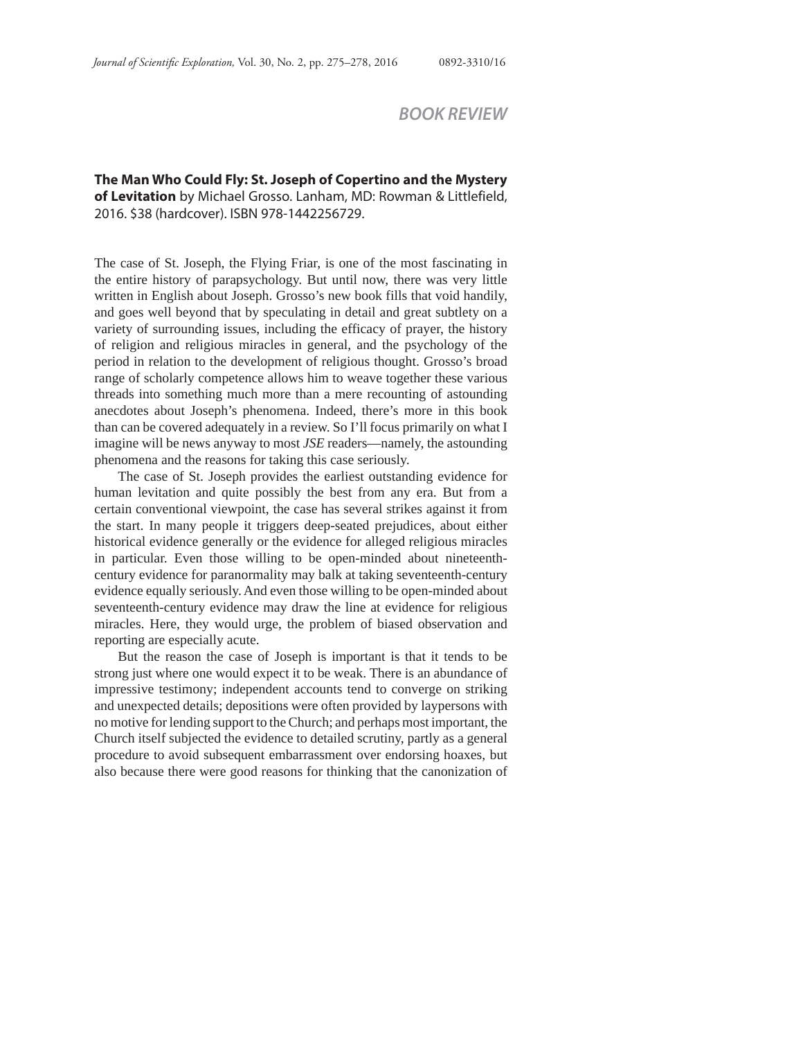## BOOK REVIEW

**The Man Who Could Fly: St. Joseph of Copertino and the Mystery of Levitation** by Michael Grosso. Lanham, MD: Rowman & Littlefield, 2016. $38 (hardcover). ISBN 978-1442256729.

The case of St. Joseph, the Flying Friar, is one of the most fascinating in the entire history of parapsychology. But until now, there was very little written in English about Joseph. Grosso's new book fills that void handily, and goes well beyond that by speculating in detail and great subtlety on a variety of surrounding issues, including the efficacy of prayer, the history of religion and religious miracles in general, and the psychology of the period in relation to the development of religious thought. Grosso's broad range of scholarly competence allows him to weave together these various threads into something much more than a mere recounting of astounding anecdotes about Joseph's phenomena. Indeed, there's more in this book than can be covered adequately in a review. So I'll focus primarily on what I imagine will be news anyway to most *JSE* readers—namely, the astounding phenomena and the reasons for taking this case seriously.

The case of St. Joseph provides the earliest outstanding evidence for human levitation and quite possibly the best from any era. But from a certain conventional viewpoint, the case has several strikes against it from the start. In many people it triggers deep-seated prejudices, about either historical evidence generally or the evidence for alleged religious miracles in particular. Even those willing to be open-minded about nineteenth-century evidence for paranormality may balk at taking seventeenth-century evidence equally seriously. And even those willing to be open-minded about seventeenth-century evidence may draw the line at evidence for religious miracles. Here, they would urge, the problem of biased observation and reporting are especially acute.

But the reason the case of Joseph is important is that it tends to be strong just where one would expect it to be weak. There is an abundance of impressive testimony; independent accounts tend to converge on striking and unexpected details; depositions were often provided by laypersons with no motive for lending support to the Church; and perhaps most important, the Church itself subjected the evidence to detailed scrutiny, partly as a general procedure to avoid subsequent embarrassment over endorsing hoaxes, but also because there were good reasons for thinking that the canonization of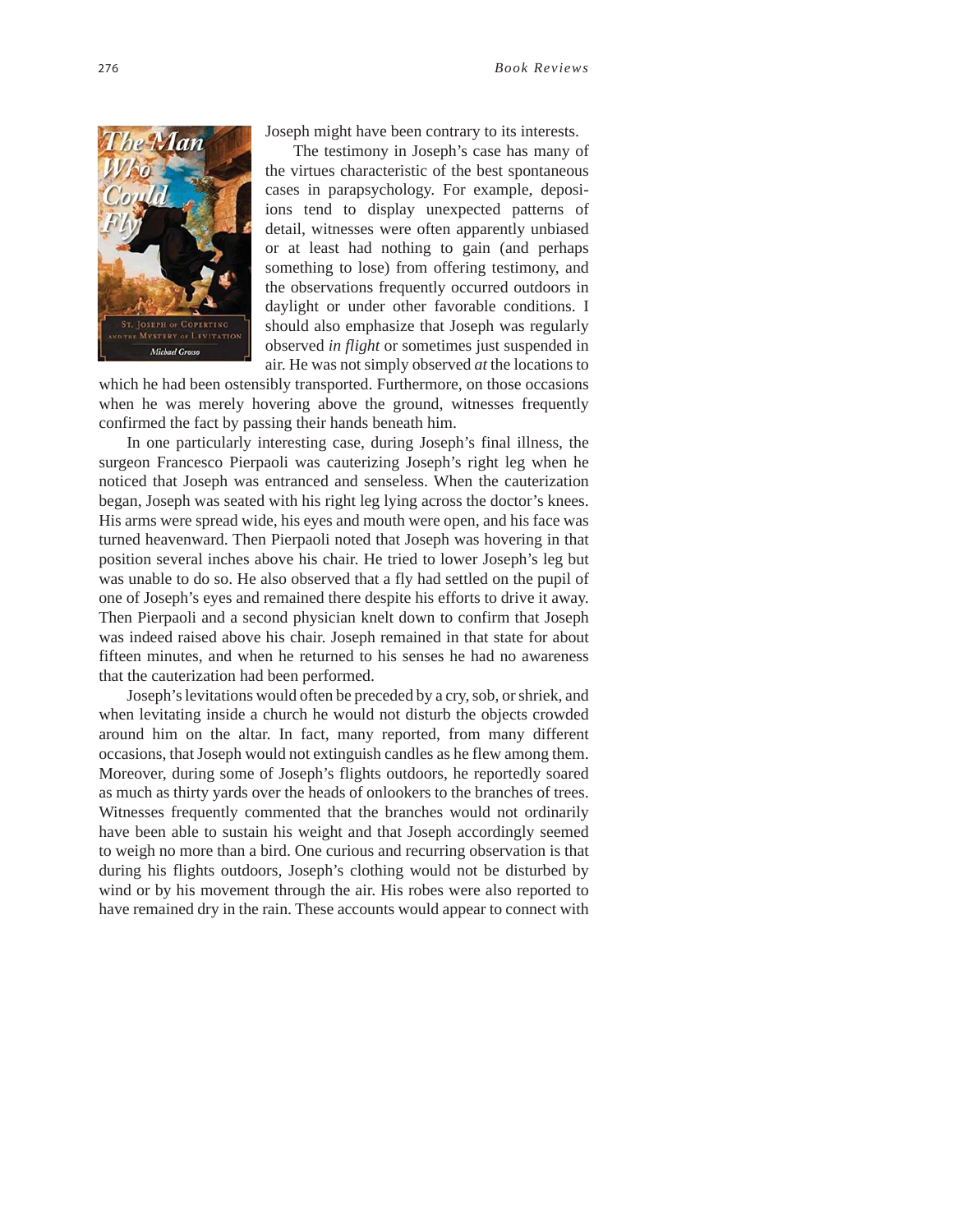Joseph might have been contrary to its interests.

The testimony in Joseph's case has many of the virtues characteristic of the best spontaneous cases in parapsychology. For example, depositions tend to display unexpected patterns of detail, witnesses were often apparently unbiased or at least had nothing to gain (and perhaps something to lose) from offering testimony, and the observations frequently occurred outdoors in daylight or under other favorable conditions. I should also emphasize that Joseph was regularly observed *in flight* or sometimes just suspended in air. He was not simply observed *at* the locations to which he had been ostensibly transported. Furthermore, on those occasions when he was merely hovering above the ground, witnesses frequently confirmed the fact by passing their hands beneath him.

In one particularly interesting case, during Joseph's final illness, the surgeon Francesco Pierpaoli was cauterizing Joseph's right leg when he noticed that Joseph was entranced and senseless. When the cauterization began, Joseph was seated with his right leg lying across the doctor's knees. His arms were spread wide, his eyes and mouth were open, and his face was turned heavenward. Then Pierpaoli noted that Joseph was hovering in that position several inches above his chair. He tried to lower Joseph's leg but was unable to do so. He also observed that a fly had settled on the pupil of one of Joseph's eyes and remained there despite his efforts to drive it away. Then Pierpaoli and a second physician knelt down to confirm that Joseph was indeed raised above his chair. Joseph remained in that state for about fifteen minutes, and when he returned to his senses he had no awareness that the cauterization had been performed.

Joseph's levitations would often be preceded by a cry, sob, or shriek, and when levitating inside a church he would not disturb the objects crowded around him on the altar. In fact, many reported, from many different occasions, that Joseph would not extinguish candles as he flew among them. Moreover, during some of Joseph's flights outdoors, he reportedly soared as much as thirty yards over the heads of onlookers to the branches of trees. Witnesses frequently commented that the branches would not ordinarily have been able to sustain his weight and that Joseph accordingly seemed to weigh no more than a bird. One curious and recurring observation is that during his flights outdoors, Joseph's clothing would not be disturbed by wind or by his movement through the air. His robes were also reported to have remained dry in the rain. These accounts would appear to connect with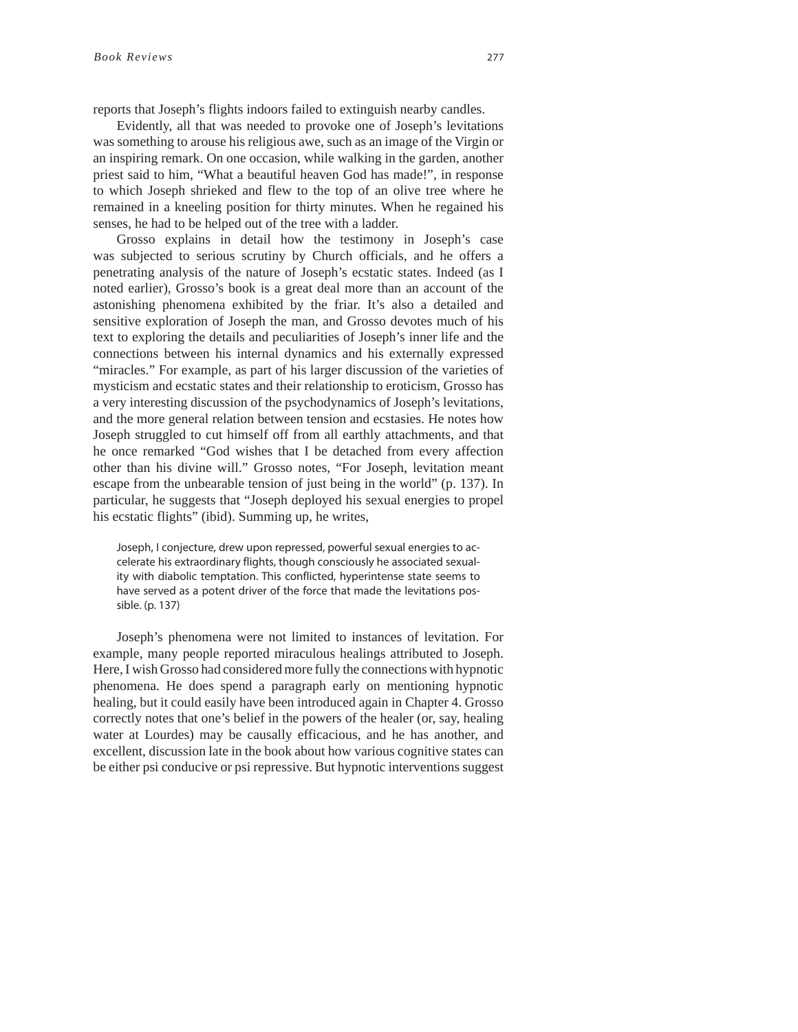reports that Joseph's flights indoors failed to extinguish nearby candles.

Evidently, all that was needed to provoke one of Joseph's levitations was something to arouse his religious awe, such as an image of the Virgin or an inspiring remark. On one occasion, while walking in the garden, another priest said to him, "What a beautiful heaven God has made!", in response to which Joseph shrieked and flew to the top of an olive tree where he remained in a kneeling position for thirty minutes. When he regained his senses, he had to be helped out of the tree with a ladder.

Grosso explains in detail how the testimony in Joseph's case was subjected to serious scrutiny by Church officials, and he offers a penetrating analysis of the nature of Joseph's ecstatic states. Indeed (as I noted earlier), Grosso's book is a great deal more than an account of the astonishing phenomena exhibited by the friar. It's also a detailed and sensitive exploration of Joseph the man, and Grosso devotes much of his text to exploring the details and peculiarities of Joseph's inner life and the connections between his internal dynamics and his externally expressed "miracles." For example, as part of his larger discussion of the varieties of mysticism and ecstatic states and their relationship to eroticism, Grosso has a very interesting discussion of the psychodynamics of Joseph's levitations, and the more general relation between tension and ecstasies. He notes how Joseph struggled to cut himself off from all earthly attachments, and that he once remarked "God wishes that I be detached from every affection other than his divine will." Grosso notes, "For Joseph, levitation meant escape from the unbearable tension of just being in the world" (p. 137). In particular, he suggests that "Joseph deployed his sexual energies to propel his ecstatic flights" (ibid). Summing up, he writes,

> Joseph, I conjecture, drew upon repressed, powerful sexual energies to accelerate his extraordinary flights, though consciously he associated sexuality with diabolic temptation. This conflicted, hyperintense state seems to have served as a potent driver of the force that made the levitations possible. (p. 137)

Joseph's phenomena were not limited to instances of levitation. For example, many people reported miraculous healings attributed to Joseph. Here, I wish Grosso had considered more fully the connections with hypnotic phenomena. He does spend a paragraph early on mentioning hypnotic healing, but it could easily have been introduced again in Chapter 4. Grosso correctly notes that one's belief in the powers of the healer (or, say, healing water at Lourdes) may be causally efficacious, and he has another, and excellent, discussion late in the book about how various cognitive states can be either psi conducive or psi repressive. But hypnotic interventions suggest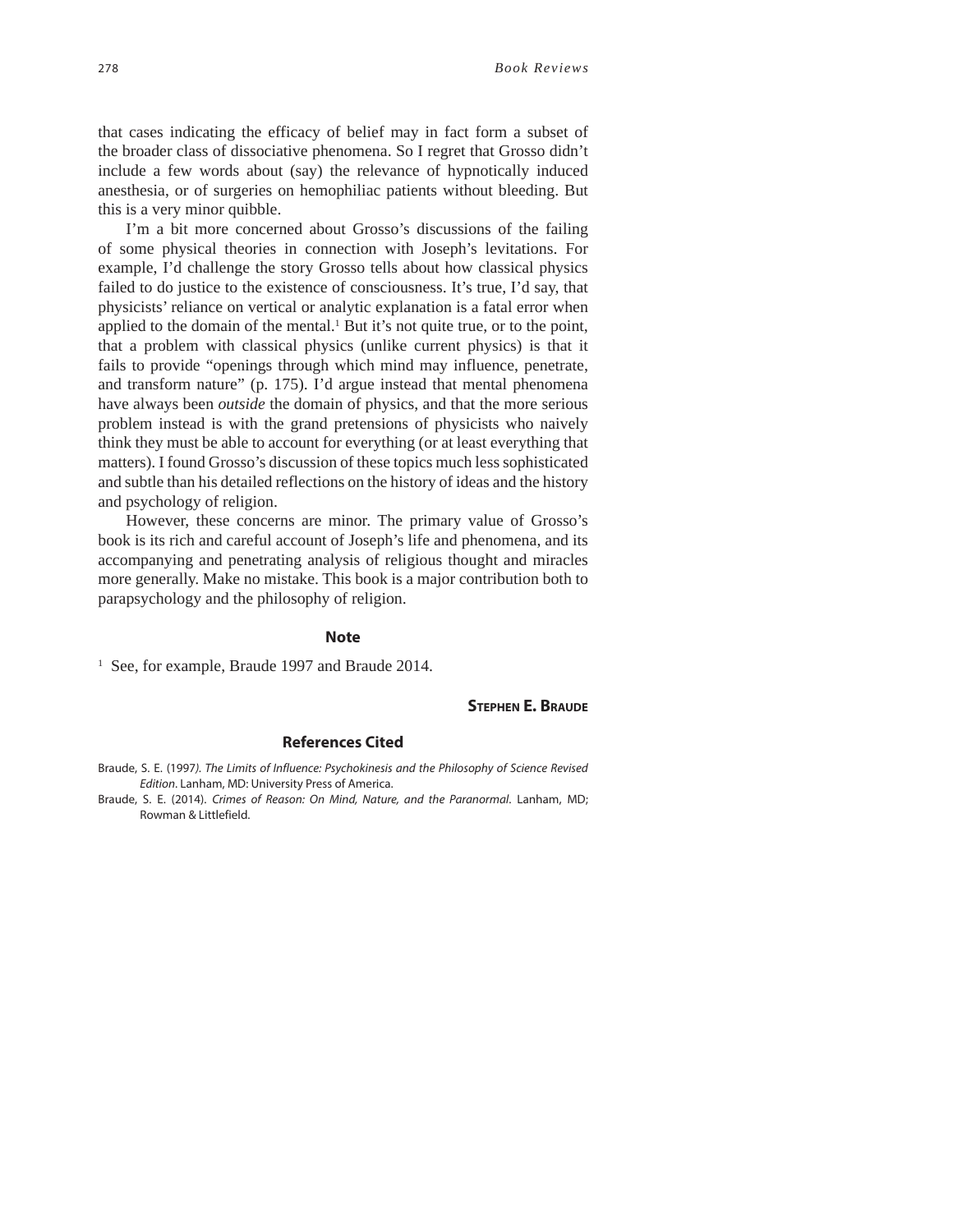that cases indicating the efficacy of belief may in fact form a subset of the broader class of dissociative phenomena. So I regret that Grosso didn't include a few words about (say) the relevance of hypnotically induced anesthesia, or of surgeries on hemophiliac patients without bleeding. But this is a very minor quibble.

I'm a bit more concerned about Grosso's discussions of the failing of some physical theories in connection with Joseph's levitations. For example, I'd challenge the story Grosso tells about how classical physics failed to do justice to the existence of consciousness. It's true, I'd say, that physicists' reliance on vertical or analytic explanation is a fatal error when applied to the domain of the mental.[1] But it's not quite true, or to the point, that a problem with classical physics (unlike current physics) is that it fails to provide "openings through which mind may influence, penetrate, and transform nature" (p. 175). I'd argue instead that mental phenomena have always been *outside* the domain of physics, and that the more serious problem instead is with the grand pretensions of physicists who naively think they must be able to account for everything (or at least everything that matters). I found Grosso's discussion of these topics much less sophisticated and subtle than his detailed reflections on the history of ideas and the history and psychology of religion.

However, these concerns are minor. The primary value of Grosso's book is its rich and careful account of Joseph's life and phenomena, and its accompanying and penetrating analysis of religious thought and miracles more generally. Make no mistake. This book is a major contribution both to parapsychology and the philosophy of religion.

## Note

[1] See, for example, Braude 1997 and Braude 2014.

**STEPHEN E. BRAUDE**

## References Cited

Braude, S. E. (1997*). The Limits of Influence: Psychokinesis and the Philosophy of Science Revised Edition*. Lanham, MD: University Press of America.

Braude, S. E. (2014). *Crimes of Reason: On Mind, Nature, and the Paranormal*. Lanham, MD; Rowman & Littlefield.